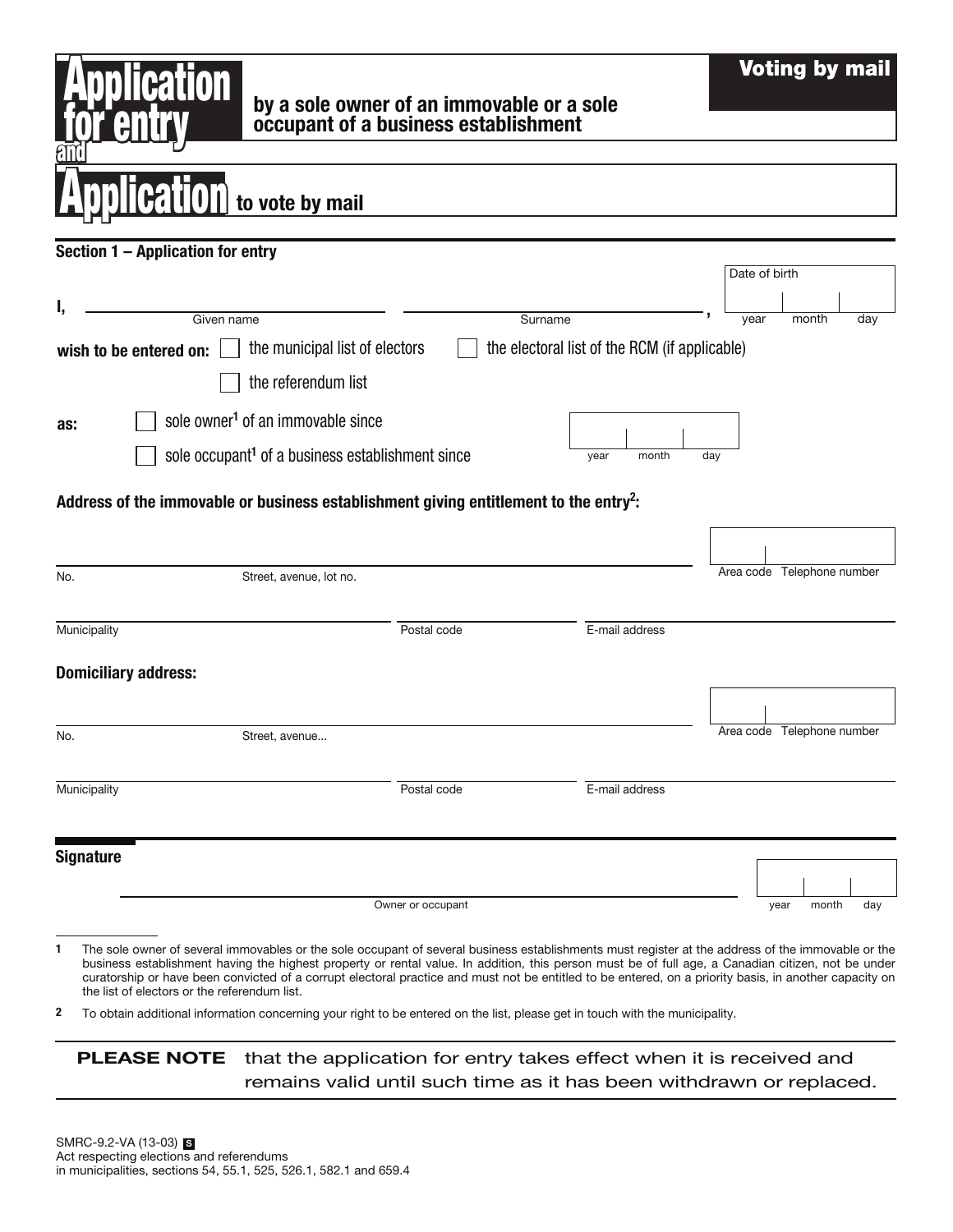# Application for entry by a sole owner of an immovable or a sole occupant of a business establishment

**Voting by mail**

# and Application to vote by mail

## Section 1 – Application for entry

I, ______________________ (Given name) ______________________ (Surname), Date of birth: year ____ month ____ day ____

**wish to be entered on:**

- ☐ the municipal list of electors
- ☐ the electoral list of the RCM (if applicable)
- ☐ the referendum list

**as:**

- ☐ sole owner[1] of an immovable since
- ☐ sole occupant[1] of a business establishment since

year ____ month ____ day ____

**Address of the immovable or business establishment giving entitlement to the entry[2]:**

No. ____ Street, avenue, lot no. ______________________ Area code ____ Telephone number ____________

Municipality ______________________ Postal code ____________ E-mail address ______________________

**Domiciliary address:**

No. ____ Street, avenue... ______________________ Area code ____ Telephone number ____________

Municipality ______________________ Postal code ____________ E-mail address ______________________

**Signature**

______________________ Owner or occupant

year ____ month ____ day ____

---

1 The sole owner of several immovables or the sole occupant of several business establishments must register at the address of the immovable or the business establishment having the highest property or rental value. In addition, this person must be of full age, a Canadian citizen, not be under curatorship or have been convicted of a corrupt electoral practice and must not be entitled to be entered, on a priority basis, in another capacity on the list of electors or the referendum list.

2 To obtain additional information concerning your right to be entered on the list, please get in touch with the municipality.

**PLEASE NOTE** that the application for entry takes effect when it is received and remains valid until such time as it has been withdrawn or replaced.

SMRC-9.2-VA (13-03) S
Act respecting elections and referendums in municipalities, sections 54, 55.1, 525, 526.1, 582.1 and 659.4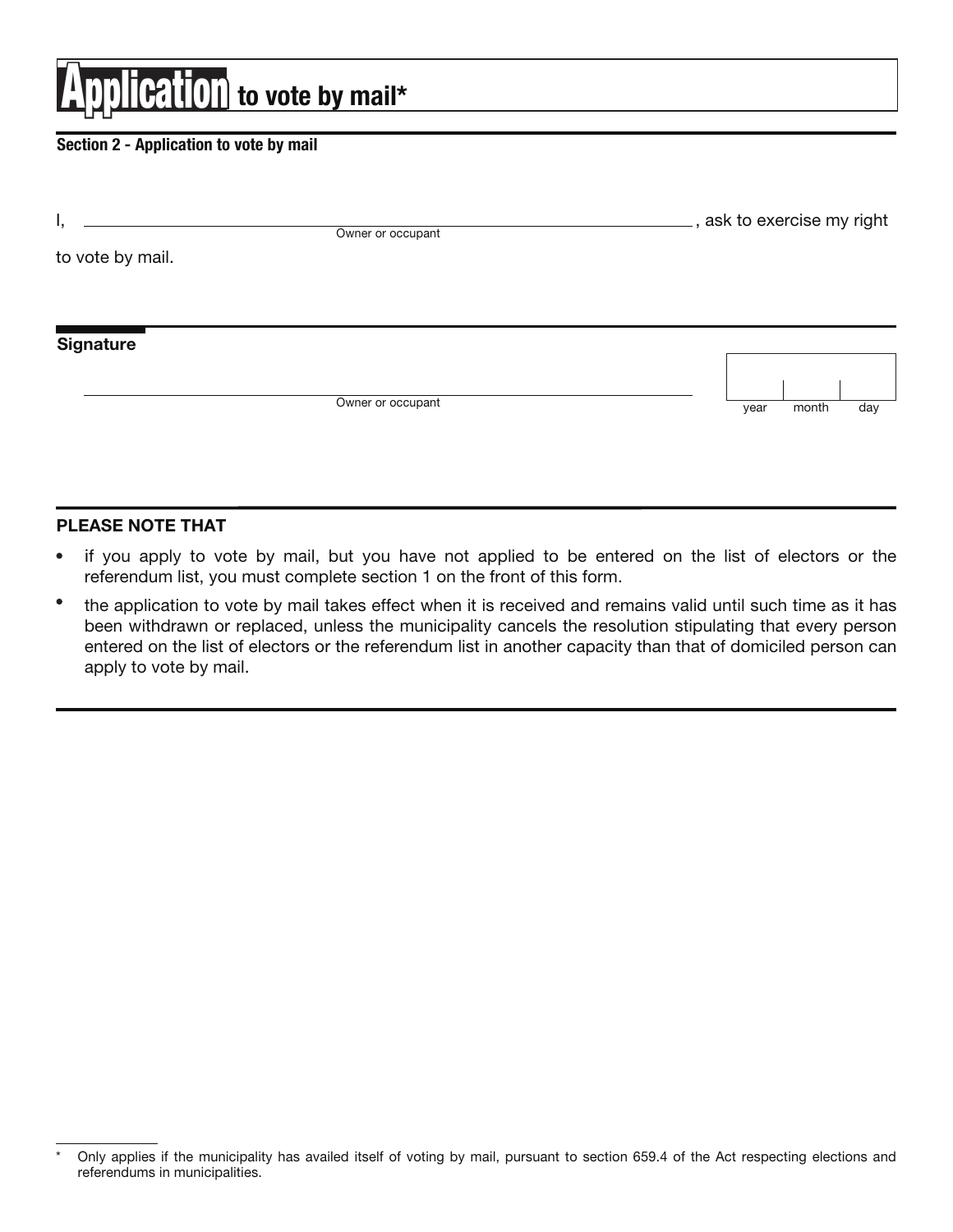# Application to vote by mail*

**Section 2 - Application to vote by mail**

I, ______________________________ , ask to exercise my right to vote by mail.
Owner or occupant

**Signature**

______________________________
Owner or occupant

| year | month | day |
|---|---|---|
| | | |

**PLEASE NOTE THAT**

- if you apply to vote by mail, but you have not applied to be entered on the list of electors or the referendum list, you must complete section 1 on the front of this form.
- the application to vote by mail takes effect when it is received and remains valid until such time as it has been withdrawn or replaced, unless the municipality cancels the resolution stipulating that every person entered on the list of electors or the referendum list in another capacity than that of domiciled person can apply to vote by mail.

---

* Only applies if the municipality has availed itself of voting by mail, pursuant to section 659.4 of the Act respecting elections and referendums in municipalities.